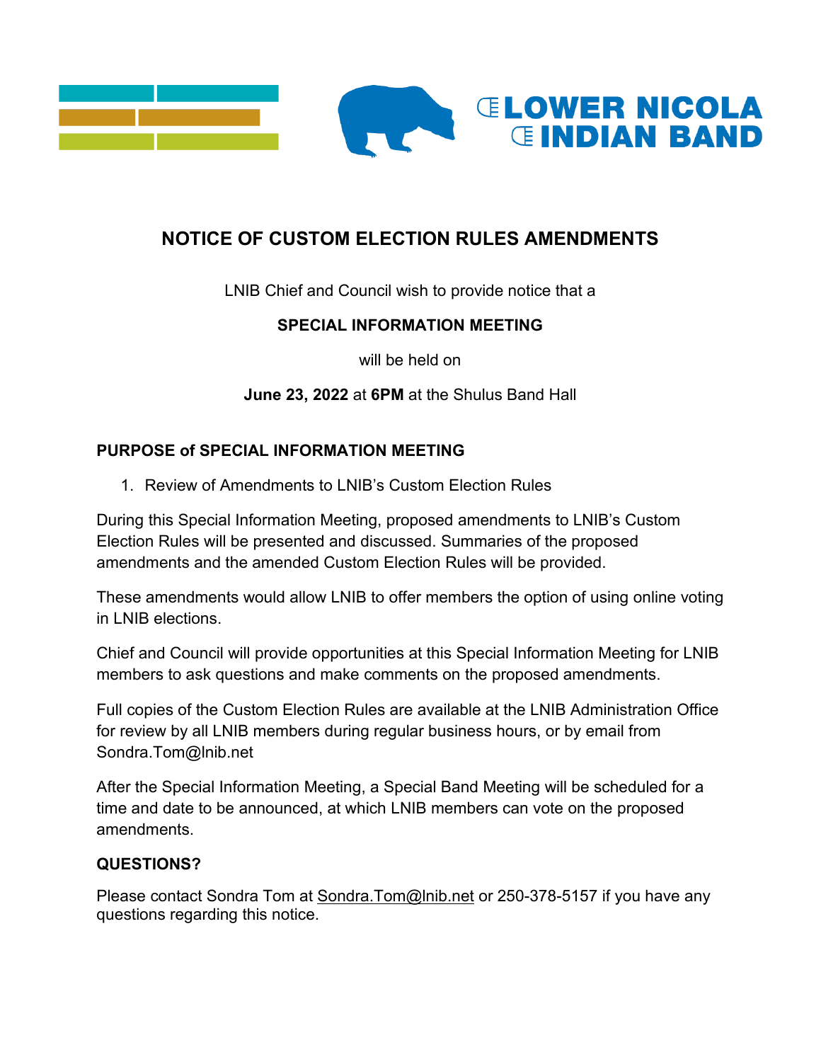LOWER NICOLA INDIAN BAND

# NOTICE OF CUSTOM ELECTION RULES AMENDMENTS

LNIB Chief and Council wish to provide notice that a

**SPECIAL INFORMATION MEETING**

will be held on

**June 23, 2022** at **6PM** at the Shulus Band Hall

## PURPOSE of SPECIAL INFORMATION MEETING

1. Review of Amendments to LNIB's Custom Election Rules

During this Special Information Meeting, proposed amendments to LNIB's Custom Election Rules will be presented and discussed. Summaries of the proposed amendments and the amended Custom Election Rules will be provided.

These amendments would allow LNIB to offer members the option of using online voting in LNIB elections.

Chief and Council will provide opportunities at this Special Information Meeting for LNIB members to ask questions and make comments on the proposed amendments.

Full copies of the Custom Election Rules are available at the LNIB Administration Office for review by all LNIB members during regular business hours, or by email from Sondra.Tom@lnib.net

After the Special Information Meeting, a Special Band Meeting will be scheduled for a time and date to be announced, at which LNIB members can vote on the proposed amendments.

## QUESTIONS?

Please contact Sondra Tom at Sondra.Tom@lnib.net or 250-378-5157 if you have any questions regarding this notice.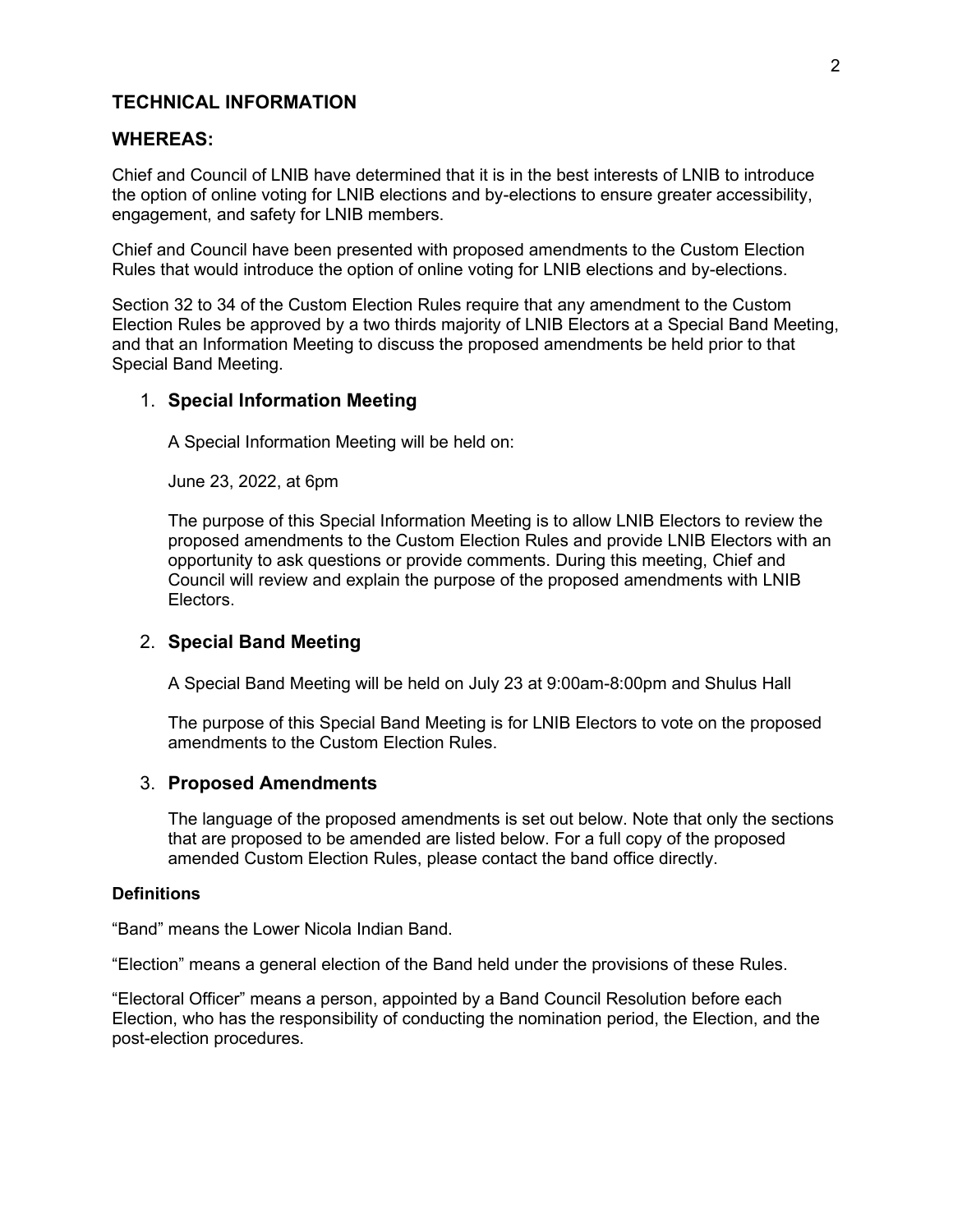## TECHNICAL INFORMATION

## WHEREAS:

Chief and Council of LNIB have determined that it is in the best interests of LNIB to introduce the option of online voting for LNIB elections and by-elections to ensure greater accessibility, engagement, and safety for LNIB members.

Chief and Council have been presented with proposed amendments to the Custom Election Rules that would introduce the option of online voting for LNIB elections and by-elections.

Section 32 to 34 of the Custom Election Rules require that any amendment to the Custom Election Rules be approved by a two thirds majority of LNIB Electors at a Special Band Meeting, and that an Information Meeting to discuss the proposed amendments be held prior to that Special Band Meeting.

1. **Special Information Meeting**

   A Special Information Meeting will be held on:

   June 23, 2022, at 6pm

   The purpose of this Special Information Meeting is to allow LNIB Electors to review the proposed amendments to the Custom Election Rules and provide LNIB Electors with an opportunity to ask questions or provide comments. During this meeting, Chief and Council will review and explain the purpose of the proposed amendments with LNIB Electors.

2. **Special Band Meeting**

   A Special Band Meeting will be held on July 23 at 9:00am-8:00pm and Shulus Hall

   The purpose of this Special Band Meeting is for LNIB Electors to vote on the proposed amendments to the Custom Election Rules.

3. **Proposed Amendments**

   The language of the proposed amendments is set out below. Note that only the sections that are proposed to be amended are listed below. For a full copy of the proposed amended Custom Election Rules, please contact the band office directly.

**Definitions**

“Band” means the Lower Nicola Indian Band.

“Election” means a general election of the Band held under the provisions of these Rules.

“Electoral Officer” means a person, appointed by a Band Council Resolution before each Election, who has the responsibility of conducting the nomination period, the Election, and the post-election procedures.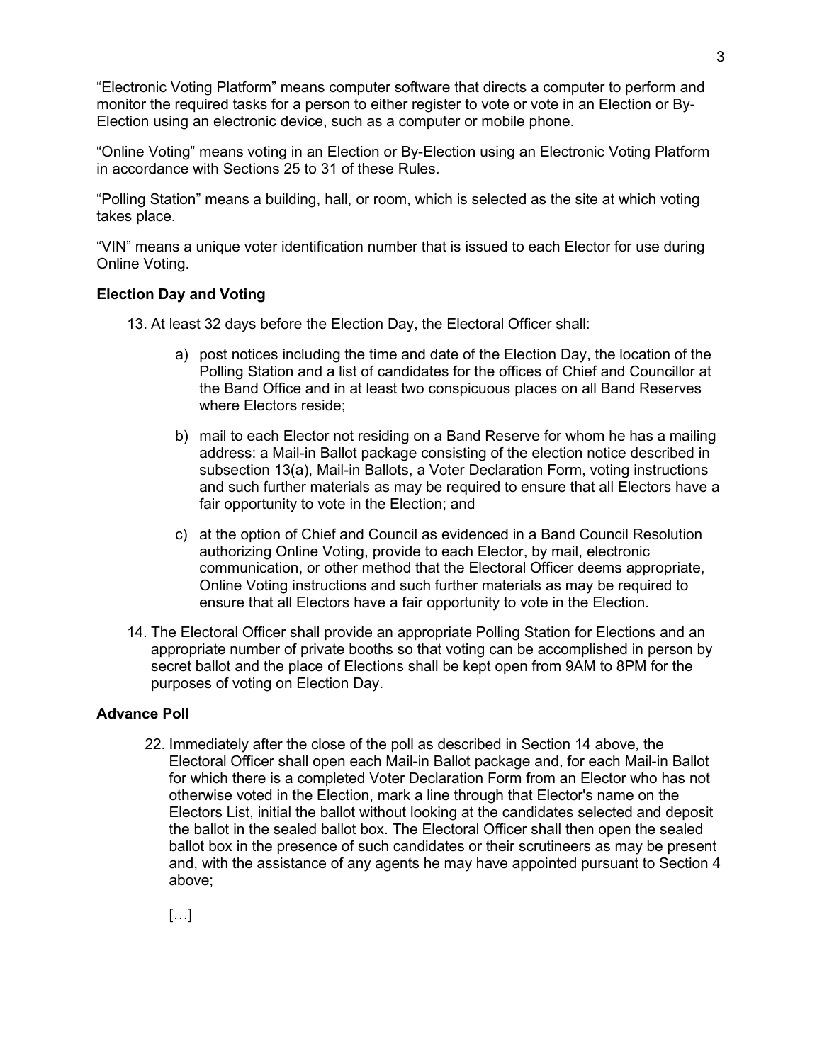"Electronic Voting Platform" means computer software that directs a computer to perform and monitor the required tasks for a person to either register to vote or vote in an Election or By-Election using an electronic device, such as a computer or mobile phone.

"Online Voting" means voting in an Election or By-Election using an Electronic Voting Platform in accordance with Sections 25 to 31 of these Rules.

"Polling Station" means a building, hall, or room, which is selected as the site at which voting takes place.

"VIN" means a unique voter identification number that is issued to each Elector for use during Online Voting.

**Election Day and Voting**

13. At least 32 days before the Election Day, the Electoral Officer shall:

    a) post notices including the time and date of the Election Day, the location of the Polling Station and a list of candidates for the offices of Chief and Councillor at the Band Office and in at least two conspicuous places on all Band Reserves where Electors reside;

    b) mail to each Elector not residing on a Band Reserve for whom he has a mailing address: a Mail-in Ballot package consisting of the election notice described in subsection 13(a), Mail-in Ballots, a Voter Declaration Form, voting instructions and such further materials as may be required to ensure that all Electors have a fair opportunity to vote in the Election; and

    c) at the option of Chief and Council as evidenced in a Band Council Resolution authorizing Online Voting, provide to each Elector, by mail, electronic communication, or other method that the Electoral Officer deems appropriate, Online Voting instructions and such further materials as may be required to ensure that all Electors have a fair opportunity to vote in the Election.

14. The Electoral Officer shall provide an appropriate Polling Station for Elections and an appropriate number of private booths so that voting can be accomplished in person by secret ballot and the place of Elections shall be kept open from 9AM to 8PM for the purposes of voting on Election Day.

**Advance Poll**

22. Immediately after the close of the poll as described in Section 14 above, the Electoral Officer shall open each Mail-in Ballot package and, for each Mail-in Ballot for which there is a completed Voter Declaration Form from an Elector who has not otherwise voted in the Election, mark a line through that Elector's name on the Electors List, initial the ballot without looking at the candidates selected and deposit the ballot in the sealed ballot box. The Electoral Officer shall then open the sealed ballot box in the presence of such candidates or their scrutineers as may be present and, with the assistance of any agents he may have appointed pursuant to Section 4 above;

    […]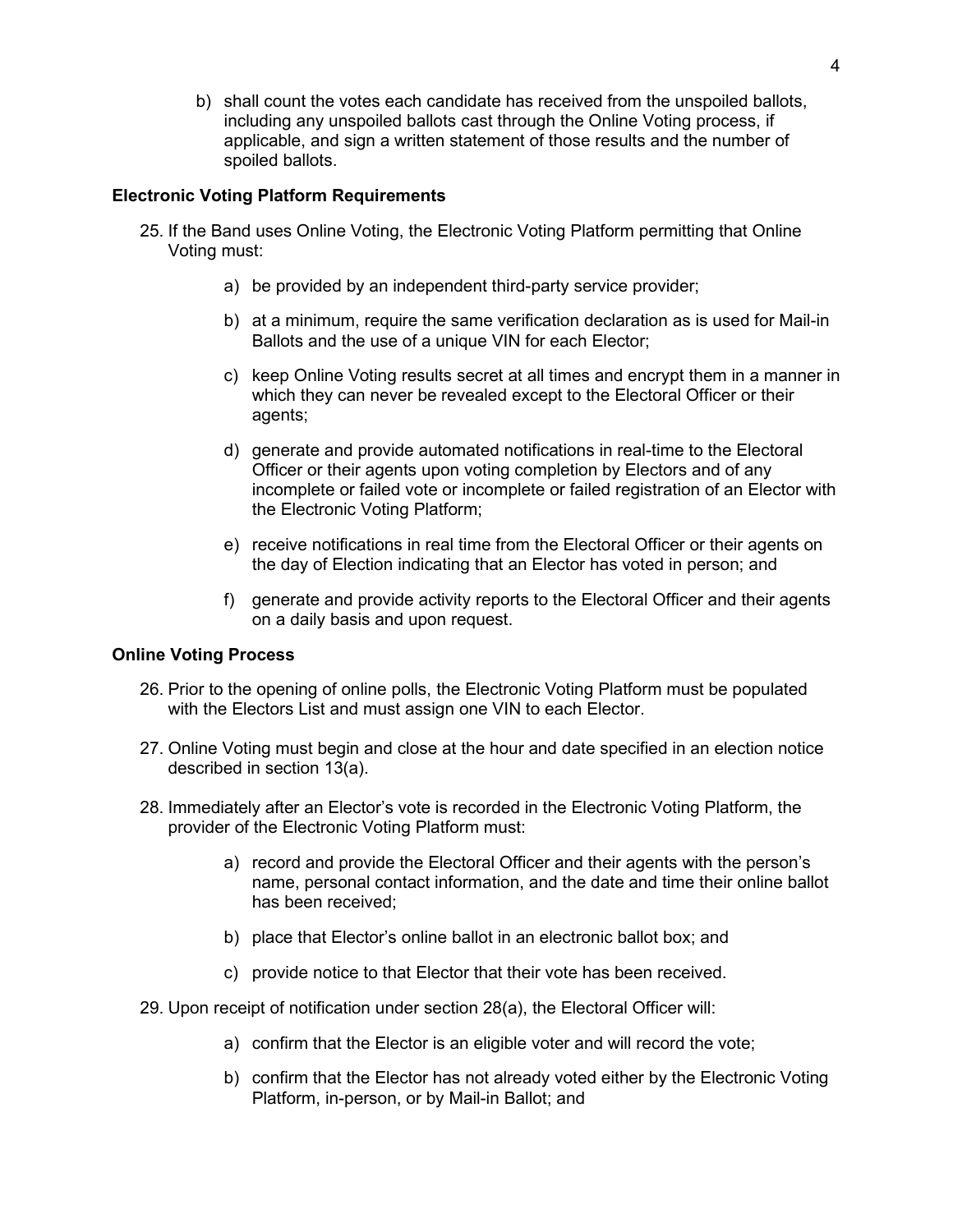b) shall count the votes each candidate has received from the unspoiled ballots, including any unspoiled ballots cast through the Online Voting process, if applicable, and sign a written statement of those results and the number of spoiled ballots.

**Electronic Voting Platform Requirements**

25. If the Band uses Online Voting, the Electronic Voting Platform permitting that Online Voting must:

    a) be provided by an independent third-party service provider;

    b) at a minimum, require the same verification declaration as is used for Mail-in Ballots and the use of a unique VIN for each Elector;

    c) keep Online Voting results secret at all times and encrypt them in a manner in which they can never be revealed except to the Electoral Officer or their agents;

    d) generate and provide automated notifications in real-time to the Electoral Officer or their agents upon voting completion by Electors and of any incomplete or failed vote or incomplete or failed registration of an Elector with the Electronic Voting Platform;

    e) receive notifications in real time from the Electoral Officer or their agents on the day of Election indicating that an Elector has voted in person; and

    f) generate and provide activity reports to the Electoral Officer and their agents on a daily basis and upon request.

**Online Voting Process**

26. Prior to the opening of online polls, the Electronic Voting Platform must be populated with the Electors List and must assign one VIN to each Elector.

27. Online Voting must begin and close at the hour and date specified in an election notice described in section 13(a).

28. Immediately after an Elector's vote is recorded in the Electronic Voting Platform, the provider of the Electronic Voting Platform must:

    a) record and provide the Electoral Officer and their agents with the person's name, personal contact information, and the date and time their online ballot has been received;

    b) place that Elector's online ballot in an electronic ballot box; and

    c) provide notice to that Elector that their vote has been received.

29. Upon receipt of notification under section 28(a), the Electoral Officer will:

    a) confirm that the Elector is an eligible voter and will record the vote;

    b) confirm that the Elector has not already voted either by the Electronic Voting Platform, in-person, or by Mail-in Ballot; and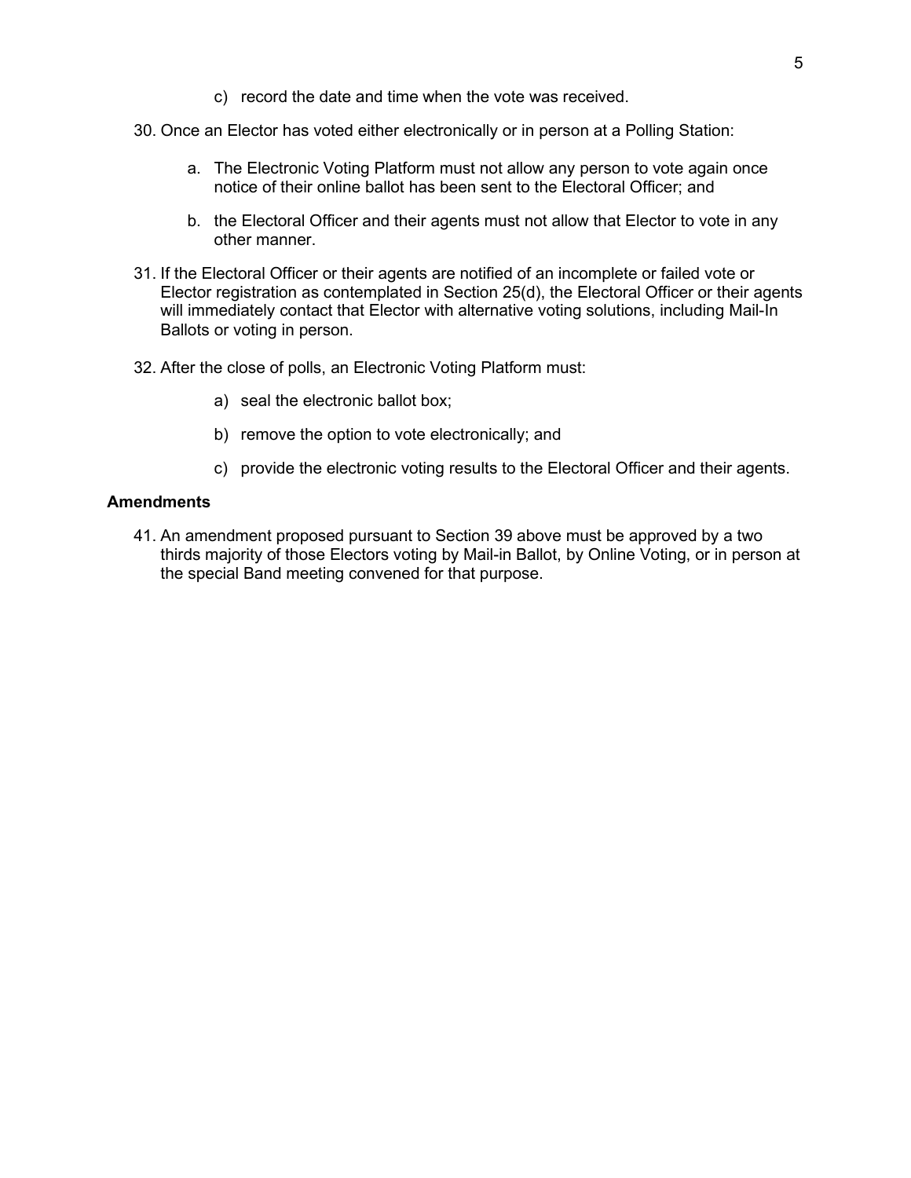c) record the date and time when the vote was received.

30. Once an Elector has voted either electronically or in person at a Polling Station:

    a. The Electronic Voting Platform must not allow any person to vote again once notice of their online ballot has been sent to the Electoral Officer; and

    b. the Electoral Officer and their agents must not allow that Elector to vote in any other manner.

31. If the Electoral Officer or their agents are notified of an incomplete or failed vote or Elector registration as contemplated in Section 25(d), the Electoral Officer or their agents will immediately contact that Elector with alternative voting solutions, including Mail-In Ballots or voting in person.

32. After the close of polls, an Electronic Voting Platform must:

    a) seal the electronic ballot box;

    b) remove the option to vote electronically; and

    c) provide the electronic voting results to the Electoral Officer and their agents.

**Amendments**

41. An amendment proposed pursuant to Section 39 above must be approved by a two thirds majority of those Electors voting by Mail-in Ballot, by Online Voting, or in person at the special Band meeting convened for that purpose.